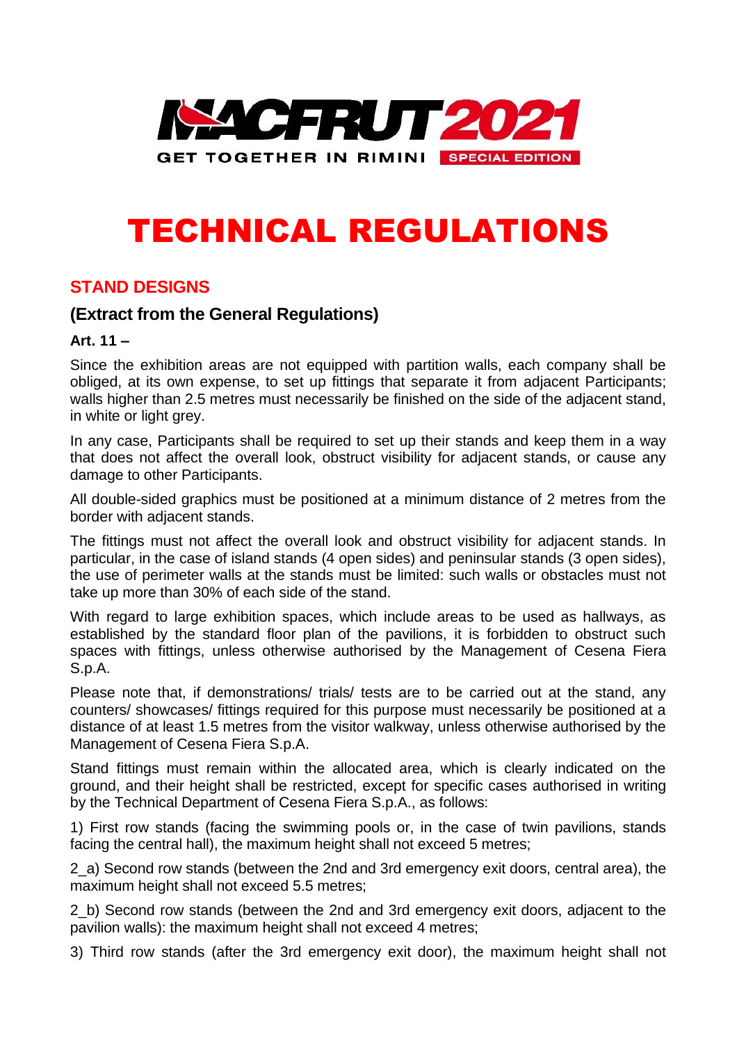MACFRUT 2021

GET TOGETHER IN RIMINI SPECIAL EDITION

# TECHNICAL REGULATIONS

## STAND DESIGNS

### (Extract from the General Regulations)

**Art. 11 –**

Since the exhibition areas are not equipped with partition walls, each company shall be obliged, at its own expense, to set up fittings that separate it from adjacent Participants; walls higher than 2.5 metres must necessarily be finished on the side of the adjacent stand, in white or light grey.

In any case, Participants shall be required to set up their stands and keep them in a way that does not affect the overall look, obstruct visibility for adjacent stands, or cause any damage to other Participants.

All double-sided graphics must be positioned at a minimum distance of 2 metres from the border with adjacent stands.

The fittings must not affect the overall look and obstruct visibility for adjacent stands. In particular, in the case of island stands (4 open sides) and peninsular stands (3 open sides), the use of perimeter walls at the stands must be limited: such walls or obstacles must not take up more than 30% of each side of the stand.

With regard to large exhibition spaces, which include areas to be used as hallways, as established by the standard floor plan of the pavilions, it is forbidden to obstruct such spaces with fittings, unless otherwise authorised by the Management of Cesena Fiera S.p.A.

Please note that, if demonstrations/ trials/ tests are to be carried out at the stand, any counters/ showcases/ fittings required for this purpose must necessarily be positioned at a distance of at least 1.5 metres from the visitor walkway, unless otherwise authorised by the Management of Cesena Fiera S.p.A.

Stand fittings must remain within the allocated area, which is clearly indicated on the ground, and their height shall be restricted, except for specific cases authorised in writing by the Technical Department of Cesena Fiera S.p.A., as follows:

1) First row stands (facing the swimming pools or, in the case of twin pavilions, stands facing the central hall), the maximum height shall not exceed 5 metres;

2_a) Second row stands (between the 2nd and 3rd emergency exit doors, central area), the maximum height shall not exceed 5.5 metres;

2_b) Second row stands (between the 2nd and 3rd emergency exit doors, adjacent to the pavilion walls): the maximum height shall not exceed 4 metres;

3) Third row stands (after the 3rd emergency exit door), the maximum height shall not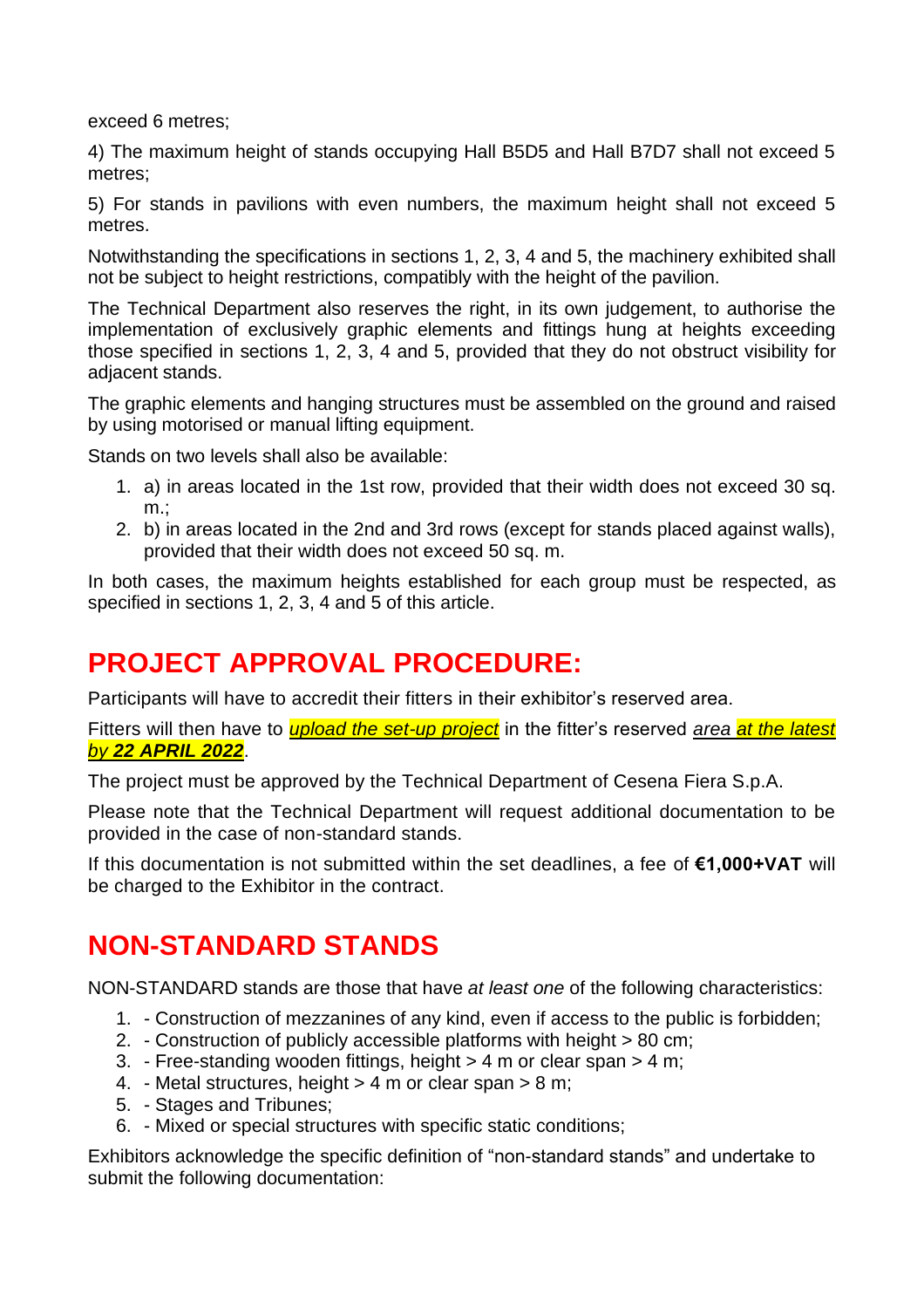exceed 6 metres;

4) The maximum height of stands occupying Hall B5D5 and Hall B7D7 shall not exceed 5 metres;

5) For stands in pavilions with even numbers, the maximum height shall not exceed 5 metres.

Notwithstanding the specifications in sections 1, 2, 3, 4 and 5, the machinery exhibited shall not be subject to height restrictions, compatibly with the height of the pavilion.

The Technical Department also reserves the right, in its own judgement, to authorise the implementation of exclusively graphic elements and fittings hung at heights exceeding those specified in sections 1, 2, 3, 4 and 5, provided that they do not obstruct visibility for adjacent stands.

The graphic elements and hanging structures must be assembled on the ground and raised by using motorised or manual lifting equipment.

Stands on two levels shall also be available:

1. a) in areas located in the 1st row, provided that their width does not exceed 30 sq. m.;
2. b) in areas located in the 2nd and 3rd rows (except for stands placed against walls), provided that their width does not exceed 50 sq. m.

In both cases, the maximum heights established for each group must be respected, as specified in sections 1, 2, 3, 4 and 5 of this article.

## PROJECT APPROVAL PROCEDURE:

Participants will have to accredit their fitters in their exhibitor's reserved area.

Fitters will then have to ***upload the set-up project*** in the fitter's reserved *area at the latest by **22 APRIL 2022***.

The project must be approved by the Technical Department of Cesena Fiera S.p.A.

Please note that the Technical Department will request additional documentation to be provided in the case of non-standard stands.

If this documentation is not submitted within the set deadlines, a fee of **€1,000+VAT** will be charged to the Exhibitor in the contract.

## NON-STANDARD STANDS

NON-STANDARD stands are those that have *at least one* of the following characteristics:

1. - Construction of mezzanines of any kind, even if access to the public is forbidden;
2. - Construction of publicly accessible platforms with height > 80 cm;
3. - Free-standing wooden fittings, height > 4 m or clear span > 4 m;
4. - Metal structures, height > 4 m or clear span > 8 m;
5. - Stages and Tribunes;
6. - Mixed or special structures with specific static conditions;

Exhibitors acknowledge the specific definition of "non-standard stands" and undertake to submit the following documentation: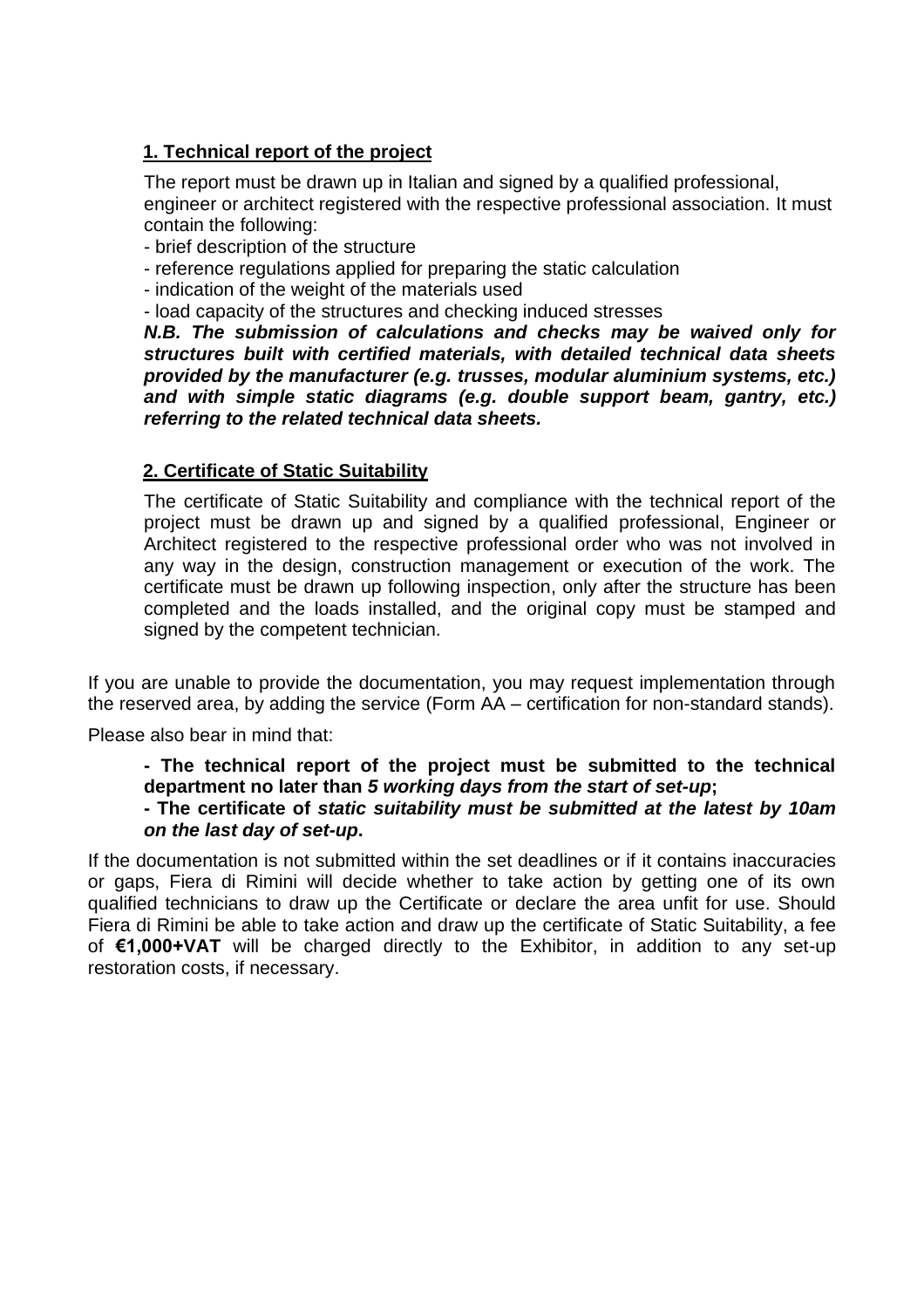## 1. Technical report of the project

The report must be drawn up in Italian and signed by a qualified professional, engineer or architect registered with the respective professional association. It must contain the following:

- brief description of the structure
- reference regulations applied for preparing the static calculation
- indication of the weight of the materials used
- load capacity of the structures and checking induced stresses

***N.B. The submission of calculations and checks may be waived only for structures built with certified materials, with detailed technical data sheets provided by the manufacturer (e.g. trusses, modular aluminium systems, etc.) and with simple static diagrams (e.g. double support beam, gantry, etc.) referring to the related technical data sheets.***

## 2. Certificate of Static Suitability

The certificate of Static Suitability and compliance with the technical report of the project must be drawn up and signed by a qualified professional, Engineer or Architect registered to the respective professional order who was not involved in any way in the design, construction management or execution of the work. The certificate must be drawn up following inspection, only after the structure has been completed and the loads installed, and the original copy must be stamped and signed by the competent technician.

If you are unable to provide the documentation, you may request implementation through the reserved area, by adding the service (Form AA – certification for non-standard stands).

Please also bear in mind that:

**- The technical report of the project must be submitted to the technical department no later than *5 working days from the start of set-up*;**
**- The certificate of *static suitability must be submitted at the latest by 10am on the last day of set-up*.**

If the documentation is not submitted within the set deadlines or if it contains inaccuracies or gaps, Fiera di Rimini will decide whether to take action by getting one of its own qualified technicians to draw up the Certificate or declare the area unfit for use. Should Fiera di Rimini be able to take action and draw up the certificate of Static Suitability, a fee of **€1,000+VAT** will be charged directly to the Exhibitor, in addition to any set-up restoration costs, if necessary.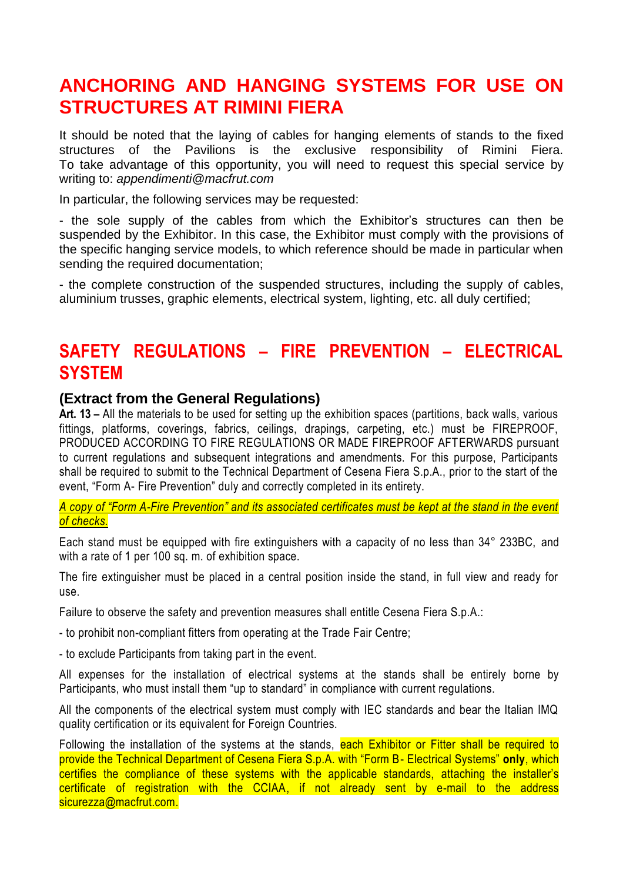# ANCHORING AND HANGING SYSTEMS FOR USE ON STRUCTURES AT RIMINI FIERA

It should be noted that the laying of cables for hanging elements of stands to the fixed structures of the Pavilions is the exclusive responsibility of Rimini Fiera. To take advantage of this opportunity, you will need to request this special service by writing to: *appendimenti@macfrut.com*

In particular, the following services may be requested:

- the sole supply of the cables from which the Exhibitor's structures can then be suspended by the Exhibitor. In this case, the Exhibitor must comply with the provisions of the specific hanging service models, to which reference should be made in particular when sending the required documentation;

- the complete construction of the suspended structures, including the supply of cables, aluminium trusses, graphic elements, electrical system, lighting, etc. all duly certified;

# SAFETY REGULATIONS – FIRE PREVENTION – ELECTRICAL SYSTEM

## (Extract from the General Regulations)

**Art. 13 –** All the materials to be used for setting up the exhibition spaces (partitions, back walls, various fittings, platforms, coverings, fabrics, ceilings, drapings, carpeting, etc.) must be FIREPROOF, PRODUCED ACCORDING TO FIRE REGULATIONS OR MADE FIREPROOF AFTERWARDS pursuant to current regulations and subsequent integrations and amendments. For this purpose, Participants shall be required to submit to the Technical Department of Cesena Fiera S.p.A., prior to the start of the event, "Form A- Fire Prevention" duly and correctly completed in its entirety.

*A copy of "Form A-Fire Prevention" and its associated certificates must be kept at the stand in the event of checks.*

Each stand must be equipped with fire extinguishers with a capacity of no less than 34° 233BC, and with a rate of 1 per 100 sq. m. of exhibition space.

The fire extinguisher must be placed in a central position inside the stand, in full view and ready for use.

Failure to observe the safety and prevention measures shall entitle Cesena Fiera S.p.A.:

- to prohibit non-compliant fitters from operating at the Trade Fair Centre;

- to exclude Participants from taking part in the event.

All expenses for the installation of electrical systems at the stands shall be entirely borne by Participants, who must install them "up to standard" in compliance with current regulations.

All the components of the electrical system must comply with IEC standards and bear the Italian IMQ quality certification or its equivalent for Foreign Countries.

Following the installation of the systems at the stands, each Exhibitor or Fitter shall be required to provide the Technical Department of Cesena Fiera S.p.A. with "Form B- Electrical Systems" **only**, which certifies the compliance of these systems with the applicable standards, attaching the installer's certificate of registration with the CCIAA, if not already sent by e-mail to the address sicurezza@macfrut.com.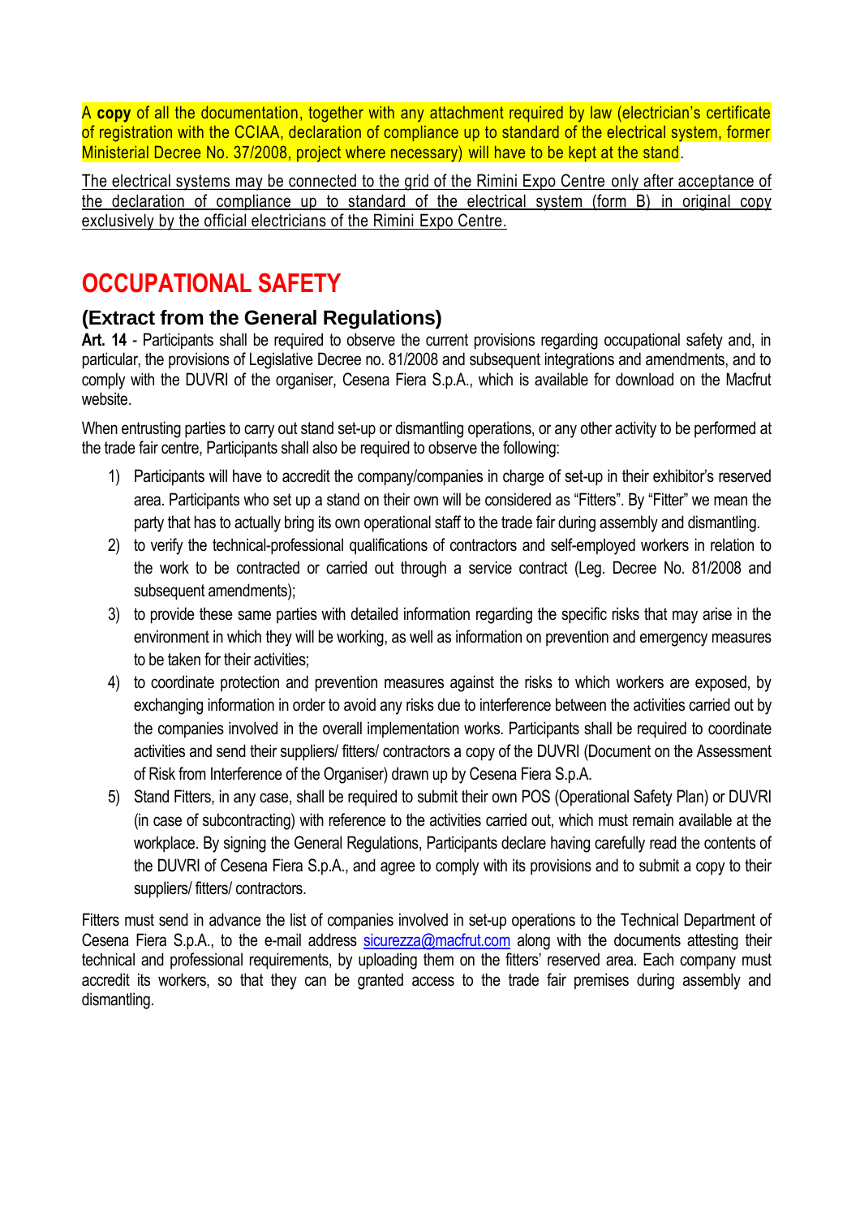A **copy** of all the documentation, together with any attachment required by law (electrician's certificate of registration with the CCIAA, declaration of compliance up to standard of the electrical system, former Ministerial Decree No. 37/2008, project where necessary) will have to be kept at the stand.

The electrical systems may be connected to the grid of the Rimini Expo Centre only after acceptance of the declaration of compliance up to standard of the electrical system (form B) in original copy exclusively by the official electricians of the Rimini Expo Centre.

# OCCUPATIONAL SAFETY

## (Extract from the General Regulations)

**Art. 14** - Participants shall be required to observe the current provisions regarding occupational safety and, in particular, the provisions of Legislative Decree no. 81/2008 and subsequent integrations and amendments, and to comply with the DUVRI of the organiser, Cesena Fiera S.p.A., which is available for download on the Macfrut website.

When entrusting parties to carry out stand set-up or dismantling operations, or any other activity to be performed at the trade fair centre, Participants shall also be required to observe the following:

1) Participants will have to accredit the company/companies in charge of set-up in their exhibitor's reserved area. Participants who set up a stand on their own will be considered as "Fitters". By "Fitter" we mean the party that has to actually bring its own operational staff to the trade fair during assembly and dismantling.
2) to verify the technical-professional qualifications of contractors and self-employed workers in relation to the work to be contracted or carried out through a service contract (Leg. Decree No. 81/2008 and subsequent amendments);
3) to provide these same parties with detailed information regarding the specific risks that may arise in the environment in which they will be working, as well as information on prevention and emergency measures to be taken for their activities;
4) to coordinate protection and prevention measures against the risks to which workers are exposed, by exchanging information in order to avoid any risks due to interference between the activities carried out by the companies involved in the overall implementation works. Participants shall be required to coordinate activities and send their suppliers/ fitters/ contractors a copy of the DUVRI (Document on the Assessment of Risk from Interference of the Organiser) drawn up by Cesena Fiera S.p.A.
5) Stand Fitters, in any case, shall be required to submit their own POS (Operational Safety Plan) or DUVRI (in case of subcontracting) with reference to the activities carried out, which must remain available at the workplace. By signing the General Regulations, Participants declare having carefully read the contents of the DUVRI of Cesena Fiera S.p.A., and agree to comply with its provisions and to submit a copy to their suppliers/ fitters/ contractors.

Fitters must send in advance the list of companies involved in set-up operations to the Technical Department of Cesena Fiera S.p.A., to the e-mail address sicurezza@macfrut.com along with the documents attesting their technical and professional requirements, by uploading them on the fitters' reserved area. Each company must accredit its workers, so that they can be granted access to the trade fair premises during assembly and dismantling.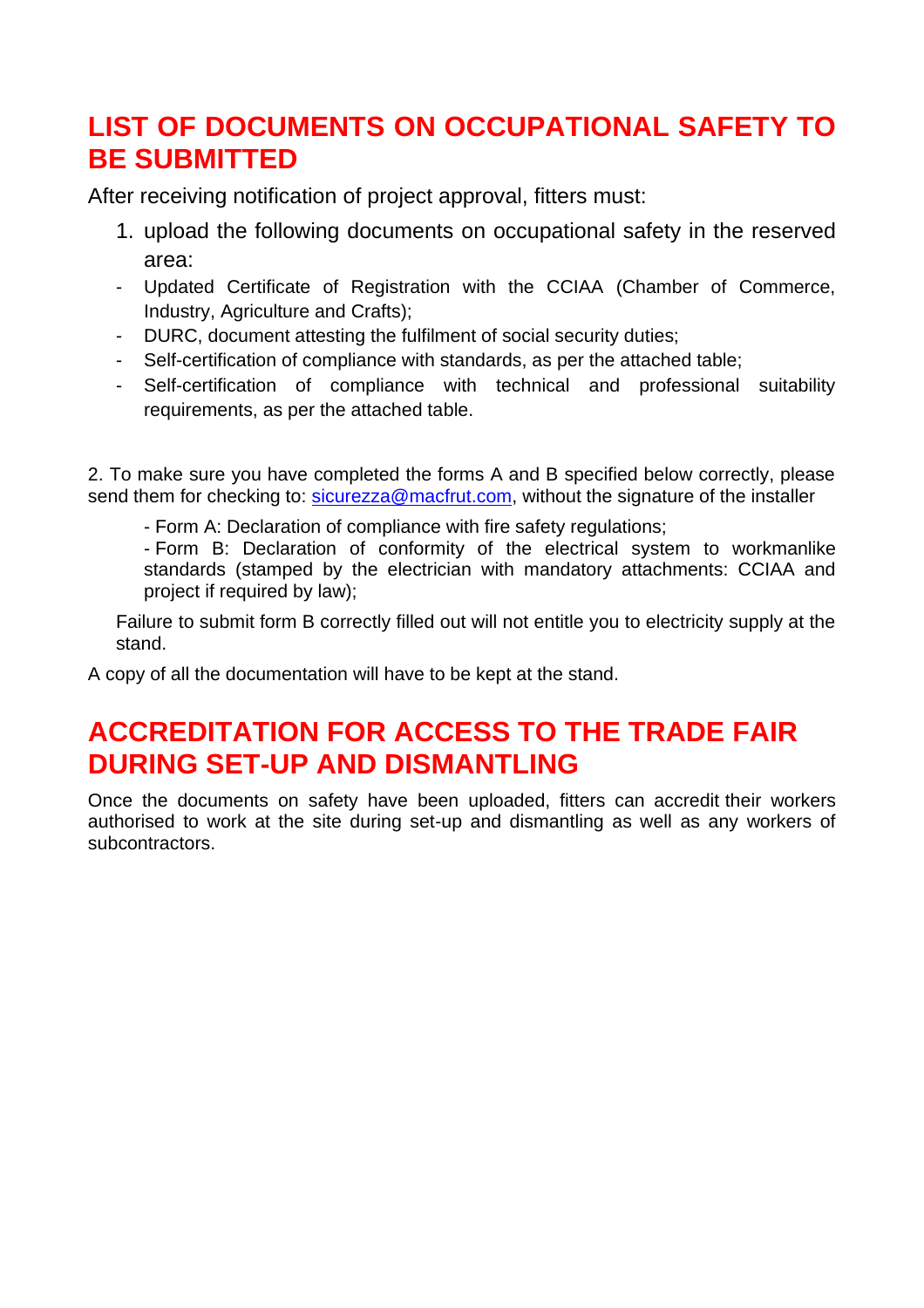## LIST OF DOCUMENTS ON OCCUPATIONAL SAFETY TO BE SUBMITTED

After receiving notification of project approval, fitters must:

1. upload the following documents on occupational safety in the reserved area:

- Updated Certificate of Registration with the CCIAA (Chamber of Commerce, Industry, Agriculture and Crafts);
- DURC, document attesting the fulfilment of social security duties;
- Self-certification of compliance with standards, as per the attached table;
- Self-certification of compliance with technical and professional suitability requirements, as per the attached table.

2. To make sure you have completed the forms A and B specified below correctly, please send them for checking to: sicurezza@macfrut.com, without the signature of the installer

- Form A: Declaration of compliance with fire safety regulations;
- Form B: Declaration of conformity of the electrical system to workmanlike standards (stamped by the electrician with mandatory attachments: CCIAA and project if required by law);

Failure to submit form B correctly filled out will not entitle you to electricity supply at the stand.

A copy of all the documentation will have to be kept at the stand.

## ACCREDITATION FOR ACCESS TO THE TRADE FAIR DURING SET-UP AND DISMANTLING

Once the documents on safety have been uploaded, fitters can accredit their workers authorised to work at the site during set-up and dismantling as well as any workers of subcontractors.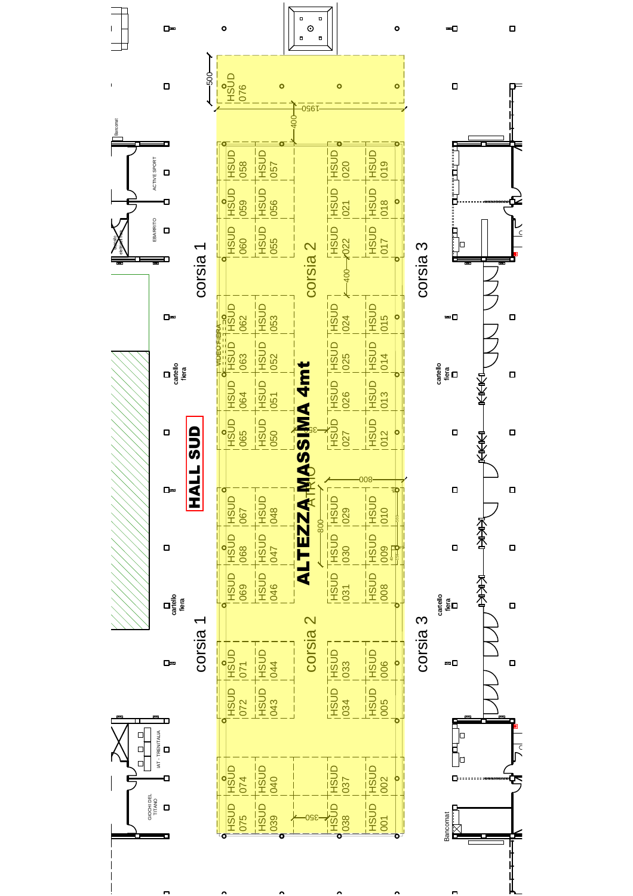# HALL SUD

## ALTEZZA MASSIMA 4mt

corsia 1

corsia 2

corsia 3

ATRIO

HSUD 076

HSUD 058, HSUD 059, HSUD 060, HSUD 062, HSUD 063, HSUD 064, HSUD 065, HSUD 067, HSUD 068, HSUD 069, HSUD 071, HSUD 072, HSUD 074, HSUD 075

HSUD 057, HSUD 056, HSUD 055, HSUD 053, HSUD 052, HSUD 051, HSUD 050, HSUD 048, HSUD 047, HSUD 046, HSUD 044, HSUD 043, HSUD 040, HSUD 039

HSUD 020, HSUD 021, HSUD 022, HSUD 024, HSUD 025, HSUD 026, HSUD 027, HSUD 029, HSUD 030, HSUD 031, HSUD 033, HSUD 034, HSUD 037, HSUD 038

HSUD 019, HSUD 018, HSUD 017, HSUD 015, HSUD 014, HSUD 013, HSUD 012, HSUD 010, HSUD 009, HSUD 008, HSUD 006, HSUD 005, HSUD 002, HSUD 001

VIDEO FIERA

500 · 1950 · 400 · 400 · 350 · 800 · 800 · 350

cartello fiera

Bancomat · ACTIVE SPORT · EBARRITO · IAT - TRENITALIA · GIOCHI DEL TITANO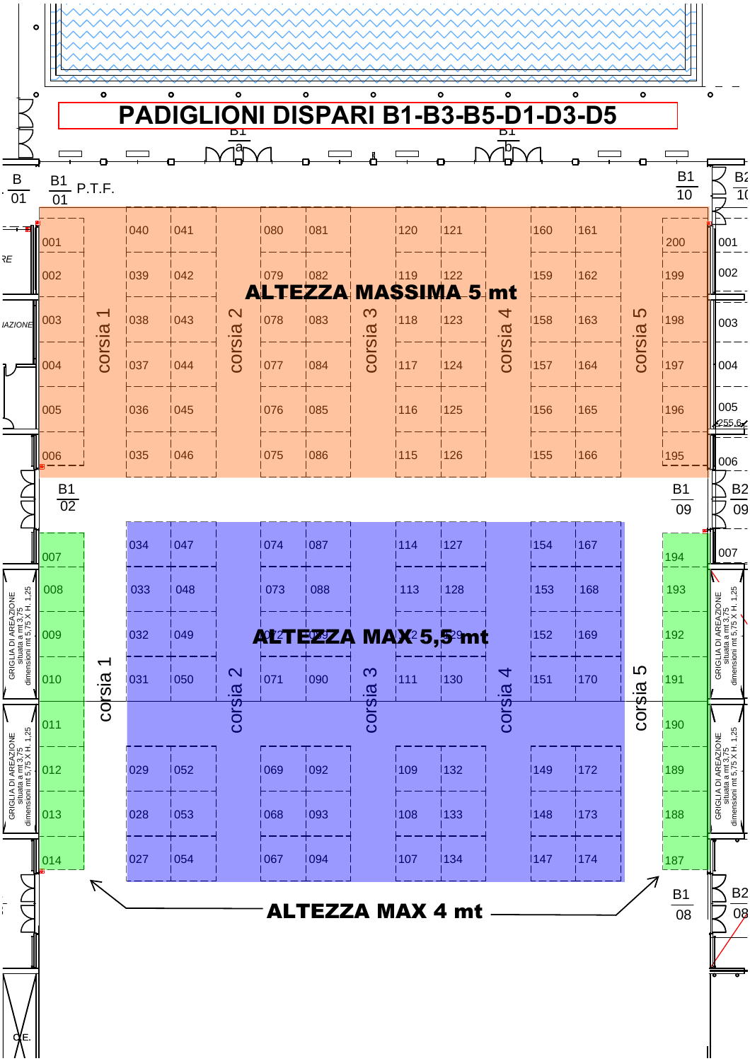# PADIGLIONI DISPARI B1-B3-B5-D1-D3-D5

B1 a — B1 b

B1 01 P.T.F. — B1 10

**ALTEZZA MASSIMA 5 mt**

| | corsia 1 | | | corsia 2 | | | corsia 3 | | | corsia 4 | | | corsia 5 | |
|---|---|---|---|---|---|---|---|---|---|---|---|---|---|---|
| 001 | | 040 | 041 | | 080 | 081 | | 120 | 121 | | 160 | 161 | | 200 |
| 002 | | 039 | 042 | | 079 | 082 | | 119 | 122 | | 159 | 162 | | 199 |
| 003 | | 038 | 043 | | 078 | 083 | | 118 | 123 | | 158 | 163 | | 198 |
| 004 | | 037 | 044 | | 077 | 084 | | 117 | 124 | | 157 | 164 | | 197 |
| 005 | | 036 | 045 | | 076 | 085 | | 116 | 125 | | 156 | 165 | | 196 |
| 006 | | 035 | 046 | | 075 | 086 | | 115 | 126 | | 155 | 166 | | 195 |

B1 02 — B1 09

**ALTEZZA MAX 5,5 mt**

| | corsia 1 | | | corsia 2 | | | corsia 3 | | | corsia 4 | | | corsia 5 | |
|---|---|---|---|---|---|---|---|---|---|---|---|---|---|---|
| 007 | | 034 | 047 | | 074 | 087 | | 114 | 127 | | 154 | 167 | | 194 |
| 008 | | 033 | 048 | | 073 | 088 | | 113 | 128 | | 153 | 168 | | 193 |
| 009 | | 032 | 049 | | 072 | 089 | | 112 | 129 | | 152 | 169 | | 192 |
| 010 | | 031 | 050 | | 071 | 090 | | 111 | 130 | | 151 | 170 | | 191 |
| 011 | | | | | | | | | | | | | | 190 |
| 012 | | 029 | 052 | | 069 | 092 | | 109 | 132 | | 149 | 172 | | 189 |
| 013 | | 028 | 053 | | 068 | 093 | | 108 | 133 | | 148 | 173 | | 188 |
| 014 | | 027 | 054 | | 067 | 094 | | 107 | 134 | | 147 | 174 | | 187 |

**ALTEZZA MAX 4 mt**

B1 08

GRIGLIA DI AREAZIONE situata a mt 3,75 dimensioni mt 5,75 X H. 1,25

B2 10 — 001 — 002 — 003 — 004 — 005 — 255,6 — 006 — B2 09 — 007 — B2 08

B 01 — C.E.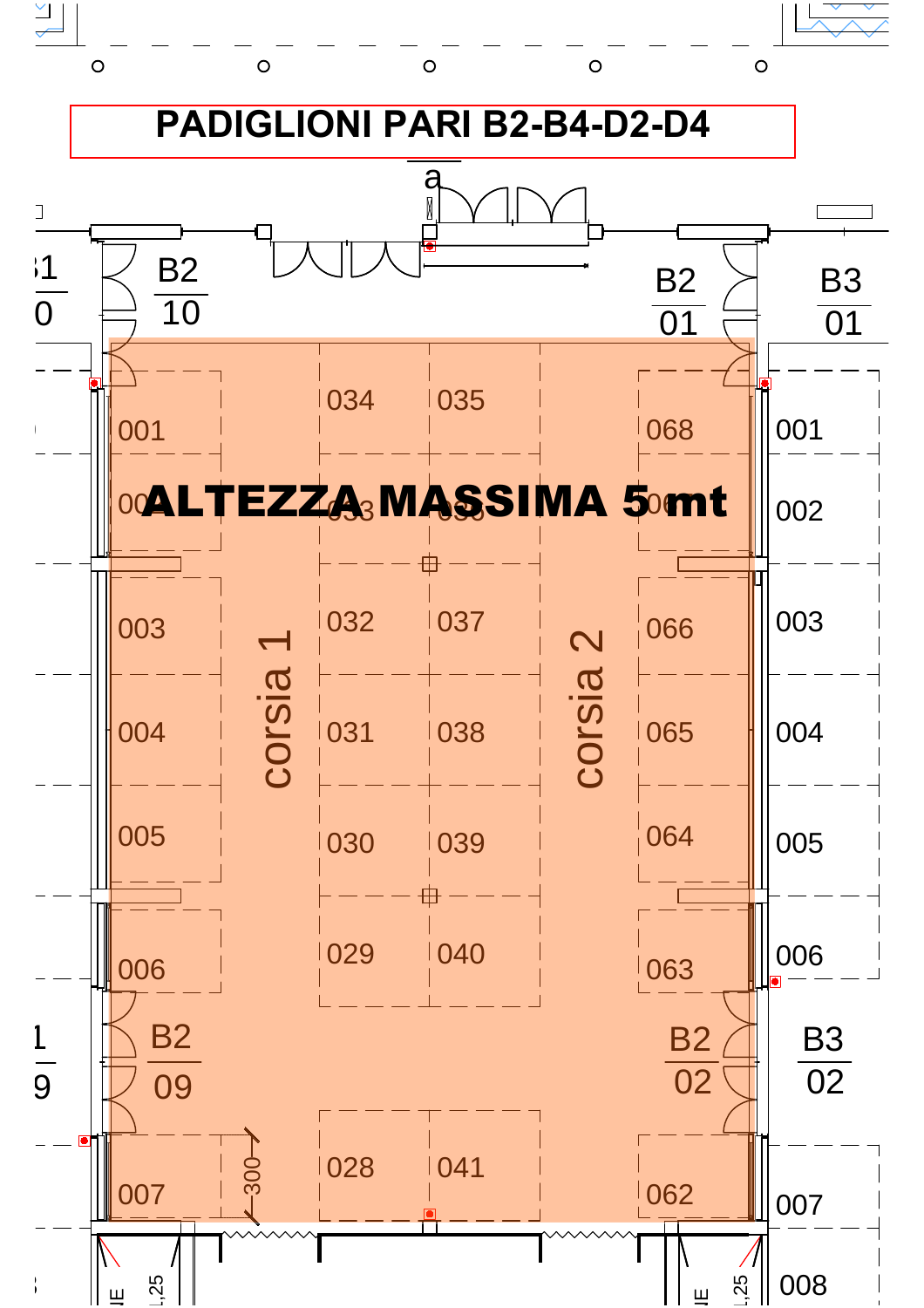# PADIGLIONI PARI B2-B4-D2-D4

**ALTEZZA MASSIMA 5 mt**

a

B2 10

B2 01

B3 01

001

034 035

068

001

002

002

003

032 037

066

003

corsia 1

corsia 2

004

031 038

065

004

005

030 039

064

005

006

029 040

063

006

B2 09

B2 02

B3 02

007

300

028 041

062

007

1,25

1,25

008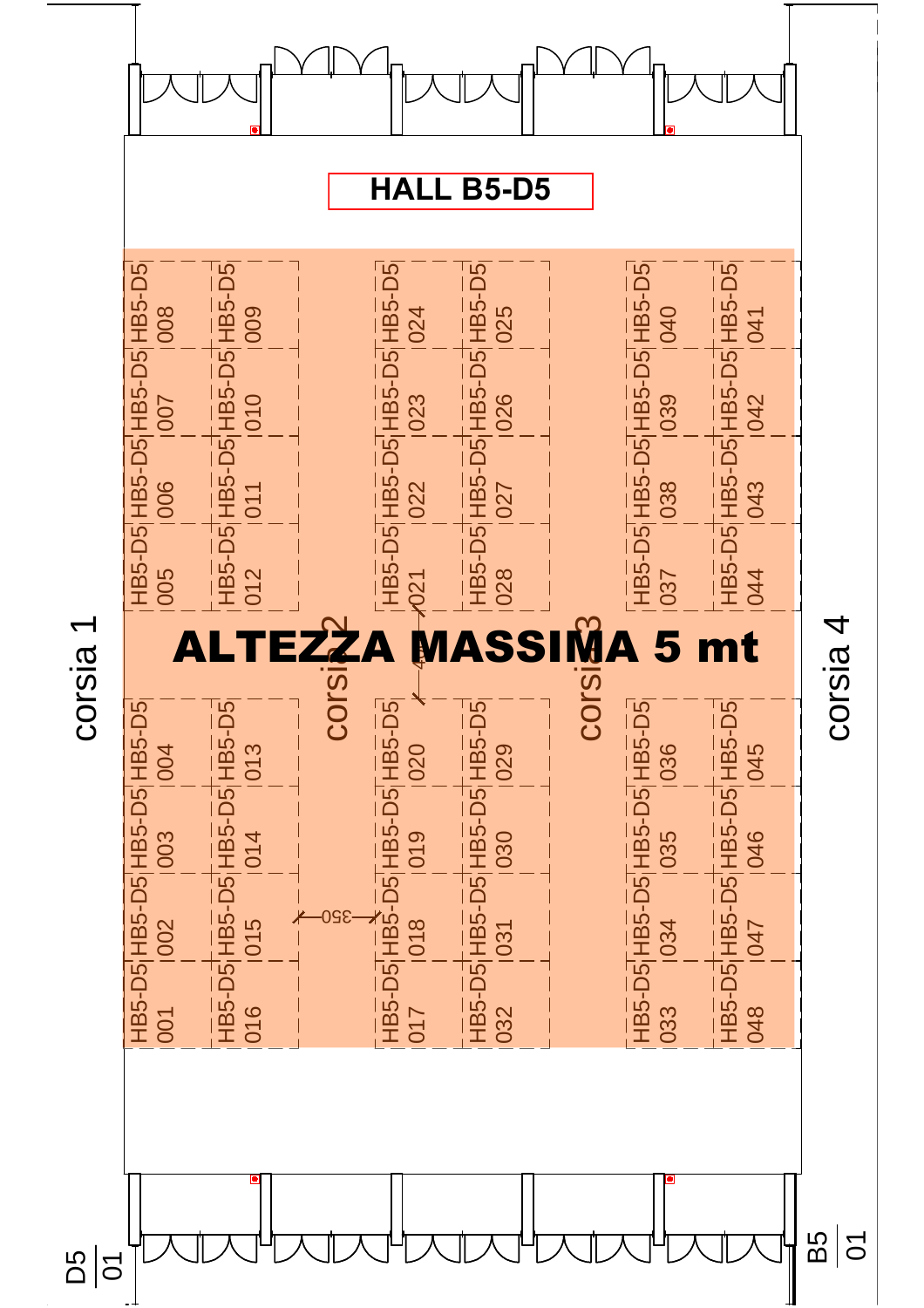# HALL B5-D5

ALTEZZA MASSIMA 5 mt

corsia 1

corsia 2

corsia 3

corsia 4

HB5-D5 008
HB5-D5 007
HB5-D5 006
HB5-D5 005
HB5-D5 009
HB5-D5 010
HB5-D5 011
HB5-D5 012
HB5-D5 024
HB5-D5 023
HB5-D5 022
HB5-D5 021
HB5-D5 025
HB5-D5 026
HB5-D5 027
HB5-D5 028
HB5-D5 040
HB5-D5 039
HB5-D5 038
HB5-D5 037
HB5-D5 041
HB5-D5 042
HB5-D5 043
HB5-D5 044

HB5-D5 004
HB5-D5 003
HB5-D5 002
HB5-D5 001
HB5-D5 013
HB5-D5 014
HB5-D5 015
HB5-D5 016
HB5-D5 020
HB5-D5 019
HB5-D5 018
HB5-D5 017
HB5-D5 029
HB5-D5 030
HB5-D5 031
HB5-D5 032
HB5-D5 036
HB5-D5 035
HB5-D5 034
HB5-D5 033
HB5-D5 045
HB5-D5 046
HB5-D5 047
HB5-D5 048

350

400

D5 / 01

B5 / 01